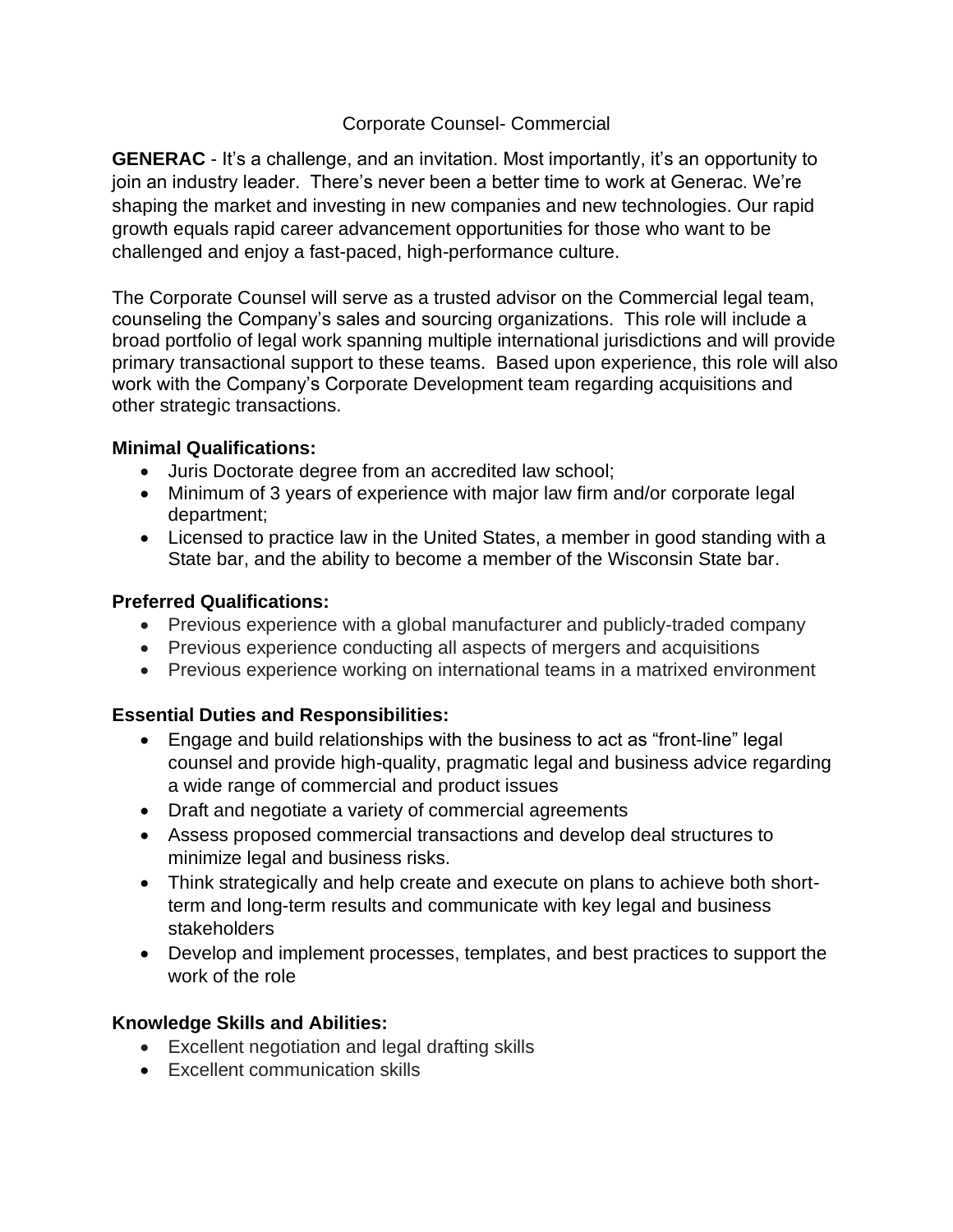# Corporate Counsel- Commercial

**GENERAC** - It's a challenge, and an invitation. Most importantly, it's an opportunity to join an industry leader. There's never been a better time to work at Generac. We're shaping the market and investing in new companies and new technologies. Our rapid growth equals rapid career advancement opportunities for those who want to be challenged and enjoy a fast-paced, high-performance culture.

The Corporate Counsel will serve as a trusted advisor on the Commercial legal team, counseling the Company's sales and sourcing organizations. This role will include a broad portfolio of legal work spanning multiple international jurisdictions and will provide primary transactional support to these teams. Based upon experience, this role will also work with the Company's Corporate Development team regarding acquisitions and other strategic transactions.

**Minimal Qualifications:**

- Juris Doctorate degree from an accredited law school;
- Minimum of 3 years of experience with major law firm and/or corporate legal department;
- Licensed to practice law in the United States, a member in good standing with a State bar, and the ability to become a member of the Wisconsin State bar.

**Preferred Qualifications:**

- Previous experience with a global manufacturer and publicly-traded company
- Previous experience conducting all aspects of mergers and acquisitions
- Previous experience working on international teams in a matrixed environment

**Essential Duties and Responsibilities:**

- Engage and build relationships with the business to act as "front-line" legal counsel and provide high-quality, pragmatic legal and business advice regarding a wide range of commercial and product issues
- Draft and negotiate a variety of commercial agreements
- Assess proposed commercial transactions and develop deal structures to minimize legal and business risks.
- Think strategically and help create and execute on plans to achieve both short-term and long-term results and communicate with key legal and business stakeholders
- Develop and implement processes, templates, and best practices to support the work of the role

**Knowledge Skills and Abilities:**

- Excellent negotiation and legal drafting skills
- Excellent communication skills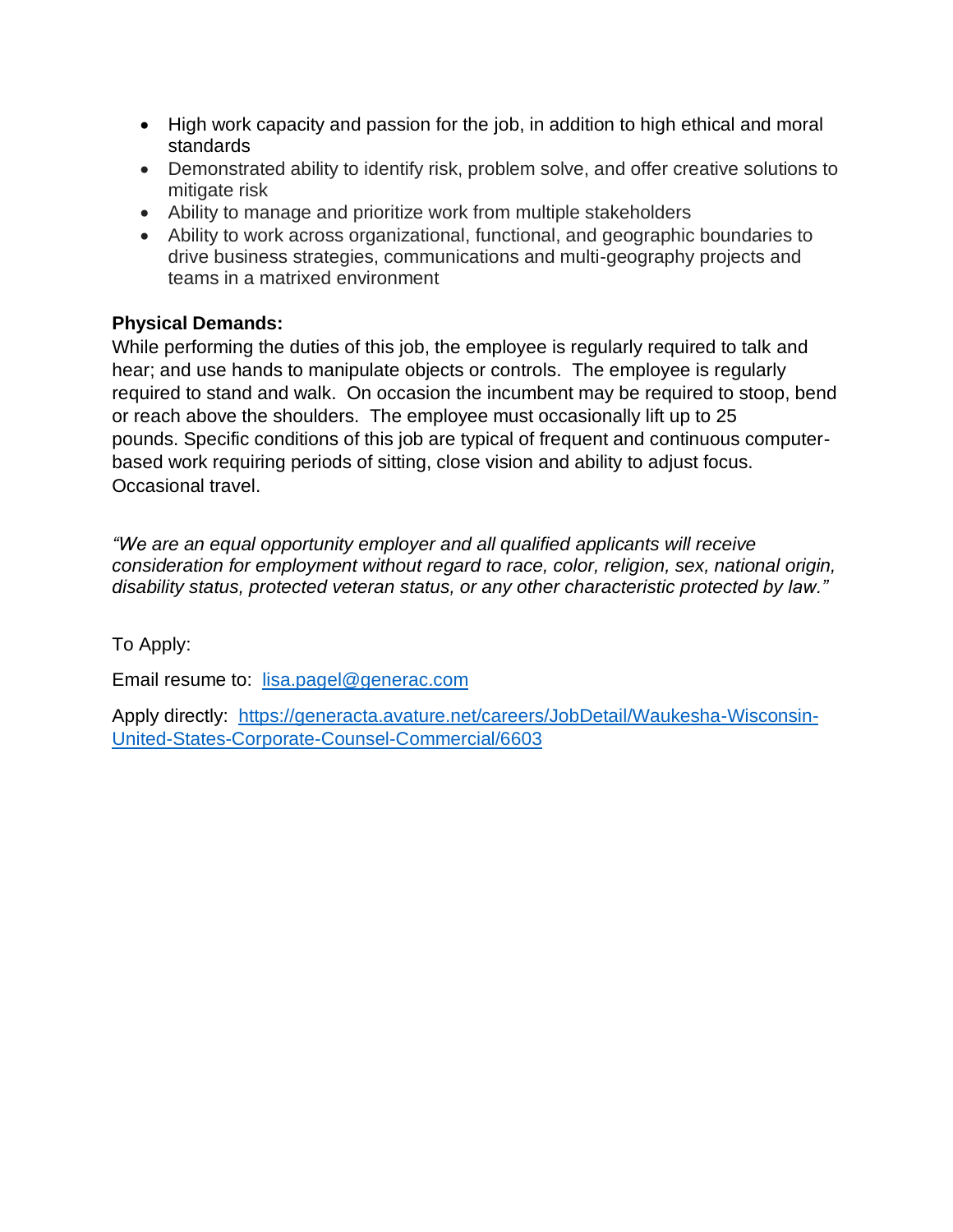- High work capacity and passion for the job, in addition to high ethical and moral standards
- Demonstrated ability to identify risk, problem solve, and offer creative solutions to mitigate risk
- Ability to manage and prioritize work from multiple stakeholders
- Ability to work across organizational, functional, and geographic boundaries to drive business strategies, communications and multi-geography projects and teams in a matrixed environment

**Physical Demands:**
While performing the duties of this job, the employee is regularly required to talk and hear; and use hands to manipulate objects or controls. The employee is regularly required to stand and walk. On occasion the incumbent may be required to stoop, bend or reach above the shoulders. The employee must occasionally lift up to 25 pounds. Specific conditions of this job are typical of frequent and continuous computer-based work requiring periods of sitting, close vision and ability to adjust focus. Occasional travel.

*"We are an equal opportunity employer and all qualified applicants will receive consideration for employment without regard to race, color, religion, sex, national origin, disability status, protected veteran status, or any other characteristic protected by law."*

To Apply:

Email resume to: [lisa.pagel@generac.com](mailto:lisa.pagel@generac.com)

Apply directly: [https://generacta.avature.net/careers/JobDetail/Waukesha-Wisconsin-United-States-Corporate-Counsel-Commercial/6603](https://generacta.avature.net/careers/JobDetail/Waukesha-Wisconsin-United-States-Corporate-Counsel-Commercial/6603)